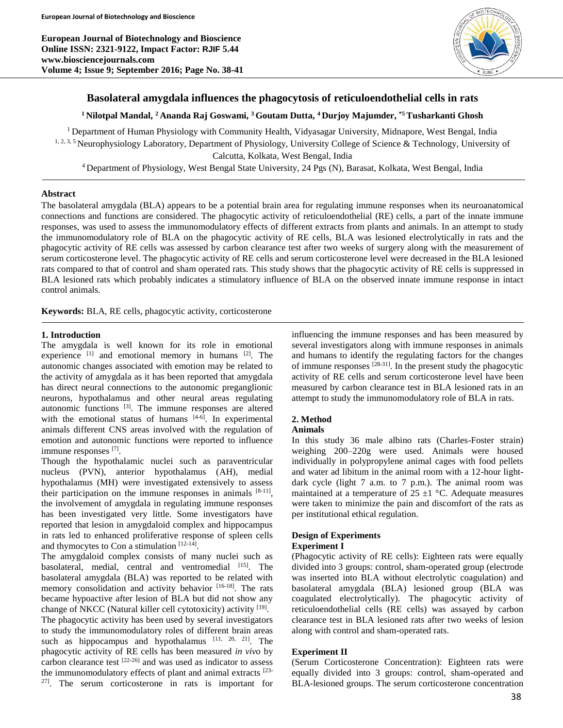# Basolateral amygdala influences the phagocytosis of reticuloendothelial cells in rats

**[1] Nilotpal Mandal, [2] Ananda Raj Goswami, [3] Goutam Dutta, [4] Durjoy Majumder, [*5] Tusharkanti Ghosh**

[1] Department of Human Physiology with Community Health, Vidyasagar University, Midnapore, West Bengal, India

[1, 2, 3, 5] Neurophysiology Laboratory, Department of Physiology, University College of Science & Technology, University of Calcutta, Kolkata, West Bengal, India

[4] Department of Physiology, West Bengal State University, 24 Pgs (N), Barasat, Kolkata, West Bengal, India

## Abstract

The basolateral amygdala (BLA) appears to be a potential brain area for regulating immune responses when its neuroanatomical connections and functions are considered. The phagocytic activity of reticuloendothelial (RE) cells, a part of the innate immune responses, was used to assess the immunomodulatory effects of different extracts from plants and animals. In an attempt to study the immunomodulatory role of BLA on the phagocytic activity of RE cells, BLA was lesioned electrolytically in rats and the phagocytic activity of RE cells was assessed by carbon clearance test after two weeks of surgery along with the measurement of serum corticosterone level. The phagocytic activity of RE cells and serum corticosterone level were decreased in the BLA lesioned rats compared to that of control and sham operated rats. This study shows that the phagocytic activity of RE cells is suppressed in BLA lesioned rats which probably indicates a stimulatory influence of BLA on the observed innate immune response in intact control animals.

**Keywords:** BLA, RE cells, phagocytic activity, corticosterone

## 1. Introduction

The amygdala is well known for its role in emotional experience [1] and emotional memory in humans [2]. The autonomic changes associated with emotion may be related to the activity of amygdala as it has been reported that amygdala has direct neural connections to the autonomic preganglionic neurons, hypothalamus and other neural areas regulating autonomic functions [3]. The immune responses are altered with the emotional status of humans [4-6]. In experimental animals different CNS areas involved with the regulation of emotion and autonomic functions were reported to influence immune responses [7].

Though the hypothalamic nuclei such as paraventricular nucleus (PVN), anterior hypothalamus (AH), medial hypothalamus (MH) were investigated extensively to assess their participation on the immune responses in animals [8-11], the involvement of amygdala in regulating immune responses has been investigated very little. Some investigators have reported that lesion in amygdaloid complex and hippocampus in rats led to enhanced proliferative response of spleen cells and thymocytes to Con a stimulation [12-14].

The amygdaloid complex consists of many nuclei such as basolateral, medial, central and ventromedial [15]. The basolateral amygdala (BLA) was reported to be related with memory consolidation and activity behavior [16-18]. The rats became hypoactive after lesion of BLA but did not show any change of NKCC (Natural killer cell cytotoxicity) activity [19].

The phagocytic activity has been used by several investigators to study the immunomodulatory roles of different brain areas such as hippocampus and hypothalamus [11, 20, 21]. The phagocytic activity of RE cells has been measured *in vivo* by carbon clearance test [22-26] and was used as indicator to assess the immunomodulatory effects of plant and animal extracts [23-27]. The serum corticosterone in rats is important for influencing the immune responses and has been measured by several investigators along with immune responses in animals and humans to identify the regulating factors for the changes of immune responses [28-31]. In the present study the phagocytic activity of RE cells and serum corticosterone level have been measured by carbon clearance test in BLA lesioned rats in an attempt to study the immunomodulatory role of BLA in rats.

## 2. Method

### Animals

In this study 36 male albino rats (Charles-Foster strain) weighing 200–220g were used. Animals were housed individually in polypropylene animal cages with food pellets and water ad libitum in the animal room with a 12-hour light-dark cycle (light 7 a.m. to 7 p.m.). The animal room was maintained at a temperature of 25 ±1 °C. Adequate measures were taken to minimize the pain and discomfort of the rats as per institutional ethical regulation.

### Design of Experiments

#### Experiment I

(Phagocytic activity of RE cells): Eighteen rats were equally divided into 3 groups: control, sham-operated group (electrode was inserted into BLA without electrolytic coagulation) and basolateral amygdala (BLA) lesioned group (BLA was coagulated electrolytically). The phagocytic activity of reticuloendothelial cells (RE cells) was assayed by carbon clearance test in BLA lesioned rats after two weeks of lesion along with control and sham-operated rats.

#### Experiment II

(Serum Corticosterone Concentration): Eighteen rats were equally divided into 3 groups: control, sham-operated and BLA-lesioned groups. The serum corticosterone concentration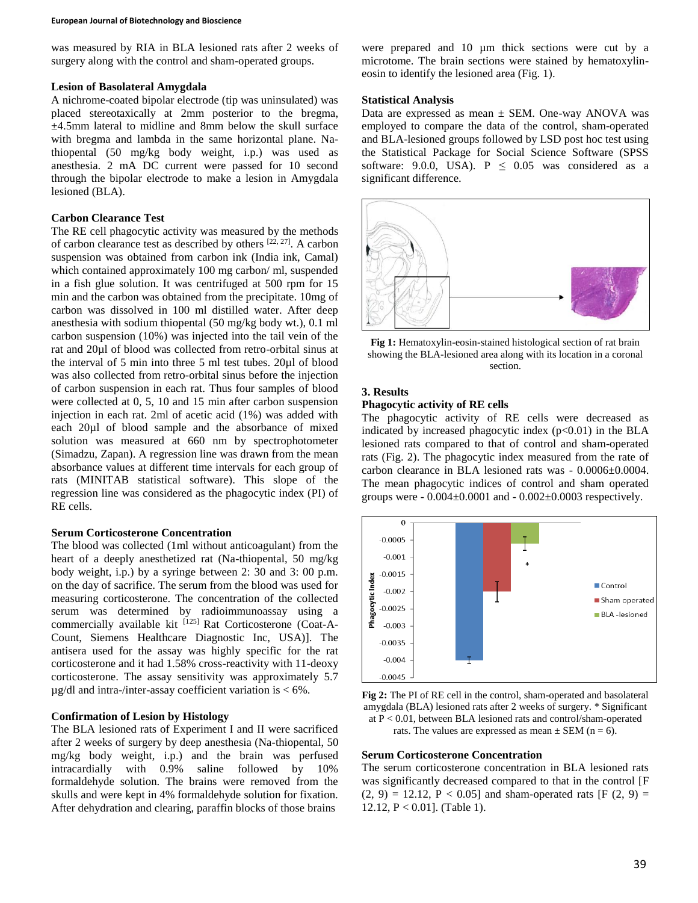was measured by RIA in BLA lesioned rats after 2 weeks of surgery along with the control and sham-operated groups.

### Lesion of Basolateral Amygdala

A nichrome-coated bipolar electrode (tip was uninsulated) was placed stereotaxically at 2mm posterior to the bregma, ±4.5mm lateral to midline and 8mm below the skull surface with bregma and lambda in the same horizontal plane. Na-thiopental (50 mg/kg body weight, i.p.) was used as anesthesia. 2 mA DC current were passed for 10 second through the bipolar electrode to make a lesion in Amygdala lesioned (BLA).

### Carbon Clearance Test

The RE cell phagocytic activity was measured by the methods of carbon clearance test as described by others [22, 27]. A carbon suspension was obtained from carbon ink (India ink, Camal) which contained approximately 100 mg carbon/ ml, suspended in a fish glue solution. It was centrifuged at 500 rpm for 15 min and the carbon was obtained from the precipitate. 10mg of carbon was dissolved in 100 ml distilled water. After deep anesthesia with sodium thiopental (50 mg/kg body wt.), 0.1 ml carbon suspension (10%) was injected into the tail vein of the rat and 20µl of blood was collected from retro-orbital sinus at the interval of 5 min into three 5 ml test tubes. 20µl of blood was also collected from retro-orbital sinus before the injection of carbon suspension in each rat. Thus four samples of blood were collected at 0, 5, 10 and 15 min after carbon suspension injection in each rat. 2ml of acetic acid (1%) was added with each 20µl of blood sample and the absorbance of mixed solution was measured at 660 nm by spectrophotometer (Simadzu, Zapan). A regression line was drawn from the mean absorbance values at different time intervals for each group of rats (MINITAB statistical software). This slope of the regression line was considered as the phagocytic index (PI) of RE cells.

### Serum Corticosterone Concentration

The blood was collected (1ml without anticoagulant) from the heart of a deeply anesthetized rat (Na-thiopental, 50 mg/kg body weight, i.p.) by a syringe between 2: 30 and 3: 00 p.m. on the day of sacrifice. The serum from the blood was used for measuring corticosterone. The concentration of the collected serum was determined by radioimmunoassay using a commercially available kit [125] Rat Corticosterone (Coat-A-Count, Siemens Healthcare Diagnostic Inc, USA)]. The antisera used for the assay was highly specific for the rat corticosterone and it had 1.58% cross-reactivity with 11-deoxy corticosterone. The assay sensitivity was approximately 5.7 µg/dl and intra-/inter-assay coefficient variation is < 6%.

### Confirmation of Lesion by Histology

The BLA lesioned rats of Experiment I and II were sacrificed after 2 weeks of surgery by deep anesthesia (Na-thiopental, 50 mg/kg body weight, i.p.) and the brain was perfused intracardially with 0.9% saline followed by 10% formaldehyde solution. The brains were removed from the skulls and were kept in 4% formaldehyde solution for fixation. After dehydration and clearing, paraffin blocks of those brains were prepared and 10 µm thick sections were cut by a microtome. The brain sections were stained by hematoxylin-eosin to identify the lesioned area (Fig. 1).

### Statistical Analysis

Data are expressed as mean ± SEM. One-way ANOVA was employed to compare the data of the control, sham-operated and BLA-lesioned groups followed by LSD post hoc test using the Statistical Package for Social Science Software (SPSS software: 9.0.0, USA). $P \leq 0.05$ was considered as a significant difference.

**Fig 1:** Hematoxylin-eosin-stained histological section of rat brain showing the BLA-lesioned area along with its location in a coronal section.

## 3. Results

### Phagocytic activity of RE cells

The phagocytic activity of RE cells were decreased as indicated by increased phagocytic index ($p<0.01$) in the BLA lesioned rats compared to that of control and sham-operated rats (Fig. 2). The phagocytic index measured from the rate of carbon clearance in BLA lesioned rats was - 0.0006±0.0004. The mean phagocytic indices of control and sham operated groups were - 0.004±0.0001 and - 0.002±0.0003 respectively.

**Fig 2:** The PI of RE cell in the control, sham-operated and basolateral amygdala (BLA) lesioned rats after 2 weeks of surgery. * Significant at $P < 0.01$, between BLA lesioned rats and control/sham-operated rats. The values are expressed as mean ± SEM (n = 6).

### Serum Corticosterone Concentration

The serum corticosterone concentration in BLA lesioned rats was significantly decreased compared to that in the control [$F(2, 9) = 12.12$, $P < 0.05$] and sham-operated rats [$F(2, 9) = 12.12$, $P < 0.01$]. (Table 1).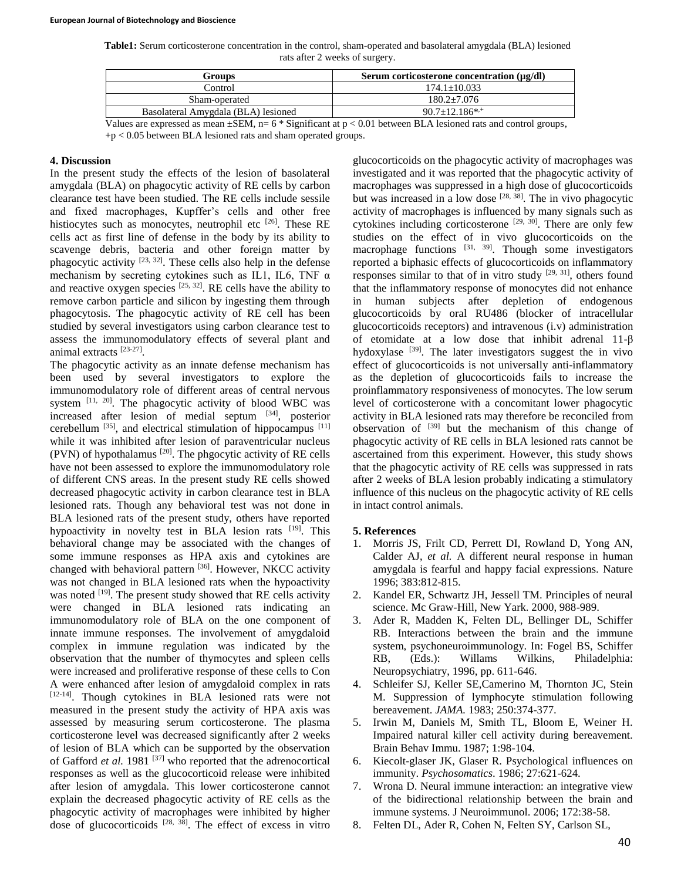**Table1:** Serum corticosterone concentration in the control, sham-operated and basolateral amygdala (BLA) lesioned rats after 2 weeks of surgery.

| Groups | Serum corticosterone concentration (μg/dl) |
|---|---|
| Control | 174.1±10.033 |
| Sham-operated | 180.2±7.076 |
| Basolateral Amygdala (BLA) lesioned | 90.7±12.186*,+ |

Values are expressed as mean ±SEM, n= 6 * Significant at $p < 0.01$ between BLA lesioned rats and control groups, +$p < 0.05$ between BLA lesioned rats and sham operated groups.

## 4. Discussion

In the present study the effects of the lesion of basolateral amygdala (BLA) on phagocytic activity of RE cells by carbon clearance test have been studied. The RE cells include sessile and fixed macrophages, Kupffer's cells and other free histiocytes such as monocytes, neutrophil etc [26]. These RE cells act as first line of defense in the body by its ability to scavenge debris, bacteria and other foreign matter by phagocytic activity [23, 32]. These cells also help in the defense mechanism by secreting cytokines such as IL1, IL6, TNF α and reactive oxygen species [25, 32]. RE cells have the ability to remove carbon particle and silicon by ingesting them through phagocytosis. The phagocytic activity of RE cell has been studied by several investigators using carbon clearance test to assess the immunomodulatory effects of several plant and animal extracts [23-27].

The phagocytic activity as an innate defense mechanism has been used by several investigators to explore the immunomodulatory role of different areas of central nervous system [11, 20]. The phagocytic activity of blood WBC was increased after lesion of medial septum [34], posterior cerebellum [35], and electrical stimulation of hippocampus [11] while it was inhibited after lesion of paraventricular nucleus (PVN) of hypothalamus [20]. The phgocytic activity of RE cells have not been assessed to explore the immunomodulatory role of different CNS areas. In the present study RE cells showed decreased phagocytic activity in carbon clearance test in BLA lesioned rats. Though any behavioral test was not done in BLA lesioned rats of the present study, others have reported hypoactivity in novelty test in BLA lesion rats [19]. This behavioral change may be associated with the changes of some immune responses as HPA axis and cytokines are changed with behavioral pattern [36]. However, NKCC activity was not changed in BLA lesioned rats when the hypoactivity was noted [19]. The present study showed that RE cells activity were changed in BLA lesioned rats indicating an immunomodulatory role of BLA on the one component of innate immune responses. The involvement of amygdaloid complex in immune regulation was indicated by the observation that the number of thymocytes and spleen cells were increased and proliferative response of these cells to Con A were enhanced after lesion of amygdaloid complex in rats [12-14]. Though cytokines in BLA lesioned rats were not measured in the present study the activity of HPA axis was assessed by measuring serum corticosterone. The plasma corticosterone level was decreased significantly after 2 weeks of lesion of BLA which can be supported by the observation of Gafford *et al.* 1981 [37] who reported that the adrenocortical responses as well as the glucocorticoid release were inhibited after lesion of amygdala. This lower corticosterone cannot explain the decreased phagocytic activity of RE cells as the phagocytic activity of macrophages were inhibited by higher dose of glucocorticoids [28, 38]. The effect of excess in vitro glucocorticoids on the phagocytic activity of macrophages was investigated and it was reported that the phagocytic activity of macrophages was suppressed in a high dose of glucocorticoids but was increased in a low dose [28, 38]. The in vivo phagocytic activity of macrophages is influenced by many signals such as cytokines including corticosterone [29, 30]. There are only few studies on the effect of in vivo glucocorticoids on the macrophage functions [31, 39]. Though some investigators reported a biphasic effects of glucocorticoids on inflammatory responses similar to that of in vitro study [29, 31], others found that the inflammatory response of monocytes did not enhance in human subjects after depletion of endogenous glucocorticoids by oral RU486 (blocker of intracellular glucocorticoids receptors) and intravenous (i.v) administration of etomidate at a low dose that inhibit adrenal 11-β hydoxylase [39]. The later investigators suggest the in vivo effect of glucocorticoids is not universally anti-inflammatory as the depletion of glucocorticoids fails to increase the proinflammatory responsiveness of monocytes. The low serum level of corticosterone with a concomitant lower phagocytic activity in BLA lesioned rats may therefore be reconciled from observation of [39] but the mechanism of this change of phagocytic activity of RE cells in BLA lesioned rats cannot be ascertained from this experiment. However, this study shows that the phagocytic activity of RE cells was suppressed in rats after 2 weeks of BLA lesion probably indicating a stimulatory influence of this nucleus on the phagocytic activity of RE cells in intact control animals.

## 5. References

1. Morris JS, Frilt CD, Perrett DI, Rowland D, Yong AN, Calder AJ, *et al.* A different neural response in human amygdala is fearful and happy facial expressions. Nature 1996; 383:812-815.
2. Kandel ER, Schwartz JH, Jessell TM. Principles of neural science. Mc Graw-Hill, New Yark. 2000, 988-989.
3. Ader R, Madden K, Felten DL, Bellinger DL, Schiffer RB. Interactions between the brain and the immune system, psychoneuroimmunology. In: Fogel BS, Schiffer RB, (Eds.): Willams Wilkins, Philadelphia: Neuropsychiatry, 1996, pp. 611-646.
4. Schleifer SJ, Keller SE,Camerino M, Thornton JC, Stein M. Suppression of lymphocyte stimulation following bereavement. *JAMA.* 1983; 250:374-377.
5. Irwin M, Daniels M, Smith TL, Bloom E, Weiner H. Impaired natural killer cell activity during bereavement. Brain Behav Immu. 1987; 1:98-104.
6. Kiecolt-glaser JK, Glaser R. Psychological influences on immunity. *Psychosomatics*. 1986; 27:621-624.
7. Wrona D. Neural immune interaction: an integrative view of the bidirectional relationship between the brain and immune systems. J Neuroimmunol. 2006; 172:38-58.
8. Felten DL, Ader R, Cohen N, Felten SY, Carlson SL,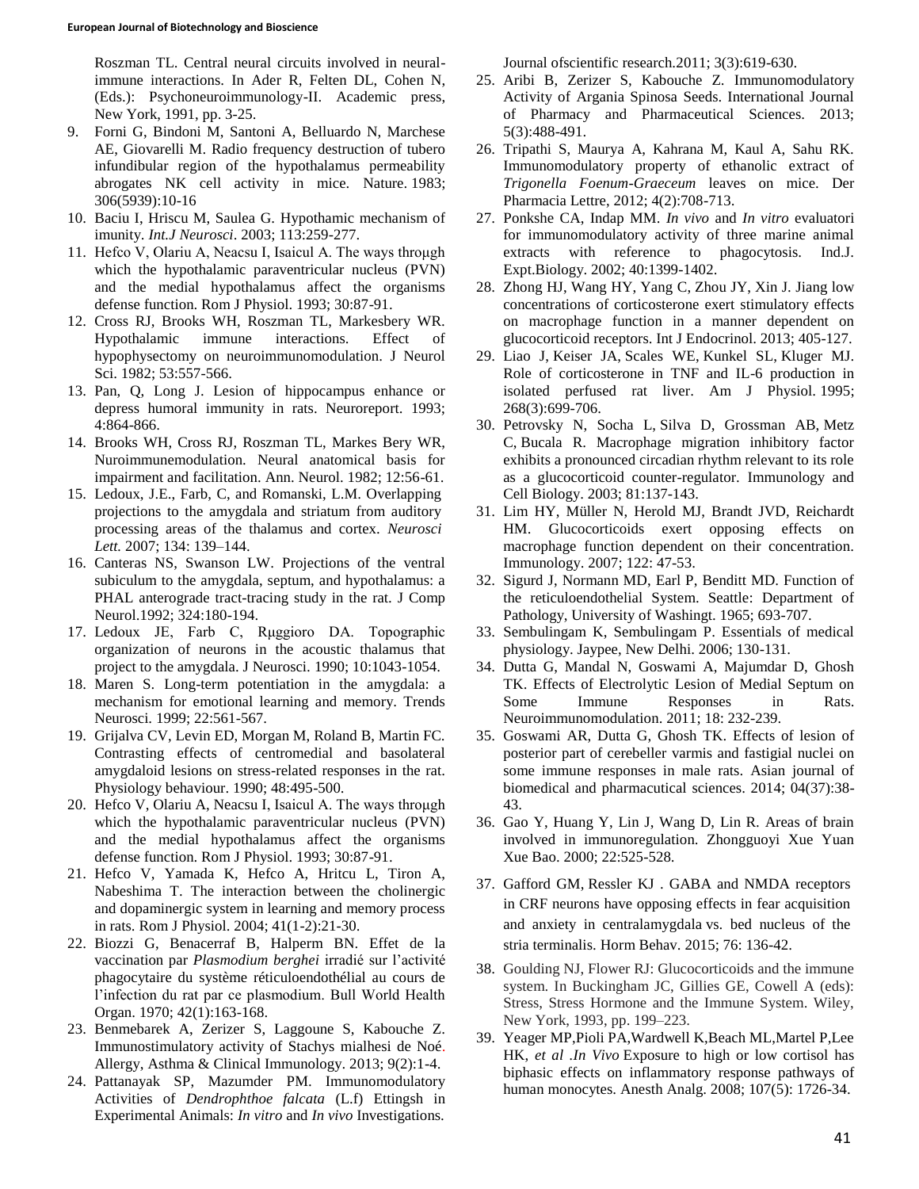Roszman TL. Central neural circuits involved in neural-immune interactions. In Ader R, Felten DL, Cohen N, (Eds.): Psychoneuroimmunology-II. Academic press, New York, 1991, pp. 3-25.

9. Forni G, Bindoni M, Santoni A, Belluardo N, Marchese AE, Giovarelli M. Radio frequency destruction of tubero infundibular region of the hypothalamus permeability abrogates NK cell activity in mice. Nature. 1983; 306(5939):10-16
10. Baciu I, Hriscu M, Saulea G. Hypothamic mechanism of imunity. *Int.J Neurosci*. 2003; 113:259-277.
11. Hefco V, Olariu A, Neacsu I, Isaicul A. The ways throµgh which the hypothalamic paraventricular nucleus (PVN) and the medial hypothalamus affect the organisms defense function. Rom J Physiol. 1993; 30:87-91.
12. Cross RJ, Brooks WH, Roszman TL, Markesbery WR. Hypothalamic immune interactions. Effect of hypophysectomy on neuroimmunomodulation. J Neurol Sci. 1982; 53:557-566.
13. Pan, Q, Long J. Lesion of hippocampus enhance or depress humoral immunity in rats. Neuroreport. 1993; 4:864-866.
14. Brooks WH, Cross RJ, Roszman TL, Markes Bery WR, Nuroimmunemodulation. Neural anatomical basis for impairment and facilitation. Ann. Neurol. 1982; 12:56-61.
15. Ledoux, J.E., Farb, C, and Romanski, L.M. Overlapping projections to the amygdala and striatum from auditory processing areas of the thalamus and cortex. *Neurosci Lett.* 2007; 134: 139–144.
16. Canteras NS, Swanson LW. Projections of the ventral subiculum to the amygdala, septum, and hypothalamus: a PHAL anterograde tract-tracing study in the rat. J Comp Neurol.1992; 324:180-194.
17. Ledoux JE, Farb C, Rµggioro DA. Topographic organization of neurons in the acoustic thalamus that project to the amygdala. J Neurosci. 1990; 10:1043-1054.
18. Maren S. Long-term potentiation in the amygdala: a mechanism for emotional learning and memory. Trends Neurosci. 1999; 22:561-567.
19. Grijalva CV, Levin ED, Morgan M, Roland B, Martin FC. Contrasting effects of centromedial and basolateral amygdaloid lesions on stress-related responses in the rat. Physiology behaviour. 1990; 48:495-500.
20. Hefco V, Olariu A, Neacsu I, Isaicul A. The ways throµgh which the hypothalamic paraventricular nucleus (PVN) and the medial hypothalamus affect the organisms defense function. Rom J Physiol. 1993; 30:87-91.
21. Hefco V, Yamada K, Hefco A, Hritcu L, Tiron A, Nabeshima T. The interaction between the cholinergic and dopaminergic system in learning and memory process in rats. Rom J Physiol. 2004; 41(1-2):21-30.
22. Biozzi G, Benacerraf B, Halperm BN. Effet de la vaccination par *Plasmodium berghei* irradié sur l'activité phagocytaire du système réticuloendothélial au cours de l'infection du rat par ce plasmodium. Bull World Health Organ. 1970; 42(1):163-168.
23. Benmebarek A, Zerizer S, Laggoune S, Kabouche Z. Immunostimulatory activity of Stachys mialhesi de Noé. Allergy, Asthma & Clinical Immunology. 2013; 9(2):1-4.
24. Pattanayak SP, Mazumder PM. Immunomodulatory Activities of *Dendrophthoe falcata* (L.f) Ettingsh in Experimental Animals: *In vitro* and *In vivo* Investigations. Journal ofscientific research.2011; 3(3):619-630.
25. Aribi B, Zerizer S, Kabouche Z. Immunomodulatory Activity of Argania Spinosa Seeds. International Journal of Pharmacy and Pharmaceutical Sciences. 2013; 5(3):488-491.
26. Tripathi S, Maurya A, Kahrana M, Kaul A, Sahu RK. Immunomodulatory property of ethanolic extract of *Trigonella Foenum-Graeceum* leaves on mice. Der Pharmacia Lettre, 2012; 4(2):708-713.
27. Ponkshe CA, Indap MM. *In vivo* and *In vitro* evaluatori for immunomodulatory activity of three marine animal extracts with reference to phagocytosis. Ind.J. Expt.Biology. 2002; 40:1399-1402.
28. Zhong HJ, Wang HY, Yang C, Zhou JY, Xin J. Jiang low concentrations of corticosterone exert stimulatory effects on macrophage function in a manner dependent on glucocorticoid receptors. Int J Endocrinol. 2013; 405-127.
29. Liao J, Keiser JA, Scales WE, Kunkel SL, Kluger MJ. Role of corticosterone in TNF and IL-6 production in isolated perfused rat liver. Am J Physiol. 1995; 268(3):699-706.
30. Petrovsky N, Socha L, Silva D, Grossman AB, Metz C, Bucala R. Macrophage migration inhibitory factor exhibits a pronounced circadian rhythm relevant to its role as a glucocorticoid counter-regulator. Immunology and Cell Biology. 2003; 81:137-143.
31. Lim HY, Müller N, Herold MJ, Brandt JVD, Reichardt HM. Glucocorticoids exert opposing effects on macrophage function dependent on their concentration. Immunology. 2007; 122: 47-53.
32. Sigurd J, Normann MD, Earl P, Benditt MD. Function of the reticuloendothelial System. Seattle: Department of Pathology, University of Washingt. 1965; 693-707.
33. Sembulingam K, Sembulingam P. Essentials of medical physiology. Jaypee, New Delhi. 2006; 130-131.
34. Dutta G, Mandal N, Goswami A, Majumdar D, Ghosh TK. Effects of Electrolytic Lesion of Medial Septum on Some Immune Responses in Rats. Neuroimmunomodulation. 2011; 18: 232-239.
35. Goswami AR, Dutta G, Ghosh TK. Effects of lesion of posterior part of cerebeller varmis and fastigial nuclei on some immune responses in male rats. Asian journal of biomedical and pharmaceutical sciences. 2014; 04(37):38-43.
36. Gao Y, Huang Y, Lin J, Wang D, Lin R. Areas of brain involved in immunoregulation. Zhongguoyi Xue Yuan Xue Bao. 2000; 22:525-528.
37. Gafford GM, Ressler KJ . GABA and NMDA receptors in CRF neurons have opposing effects in fear acquisition and anxiety in centralamygdala vs. bed nucleus of the stria terminalis. Horm Behav. 2015; 76: 136-42.
38. Goulding NJ, Flower RJ: Glucocorticoids and the immune system. In Buckingham JC, Gillies GE, Cowell A (eds): Stress, Stress Hormone and the Immune System. Wiley, New York, 1993, pp. 199–223.
39. Yeager MP,Pioli PA,Wardwell K,Beach ML,Martel P,Lee HK, *et al* .*In Vivo* Exposure to high or low cortisol has biphasic effects on inflammatory response pathways of human monocytes. Anesth Analg. 2008; 107(5): 1726-34.